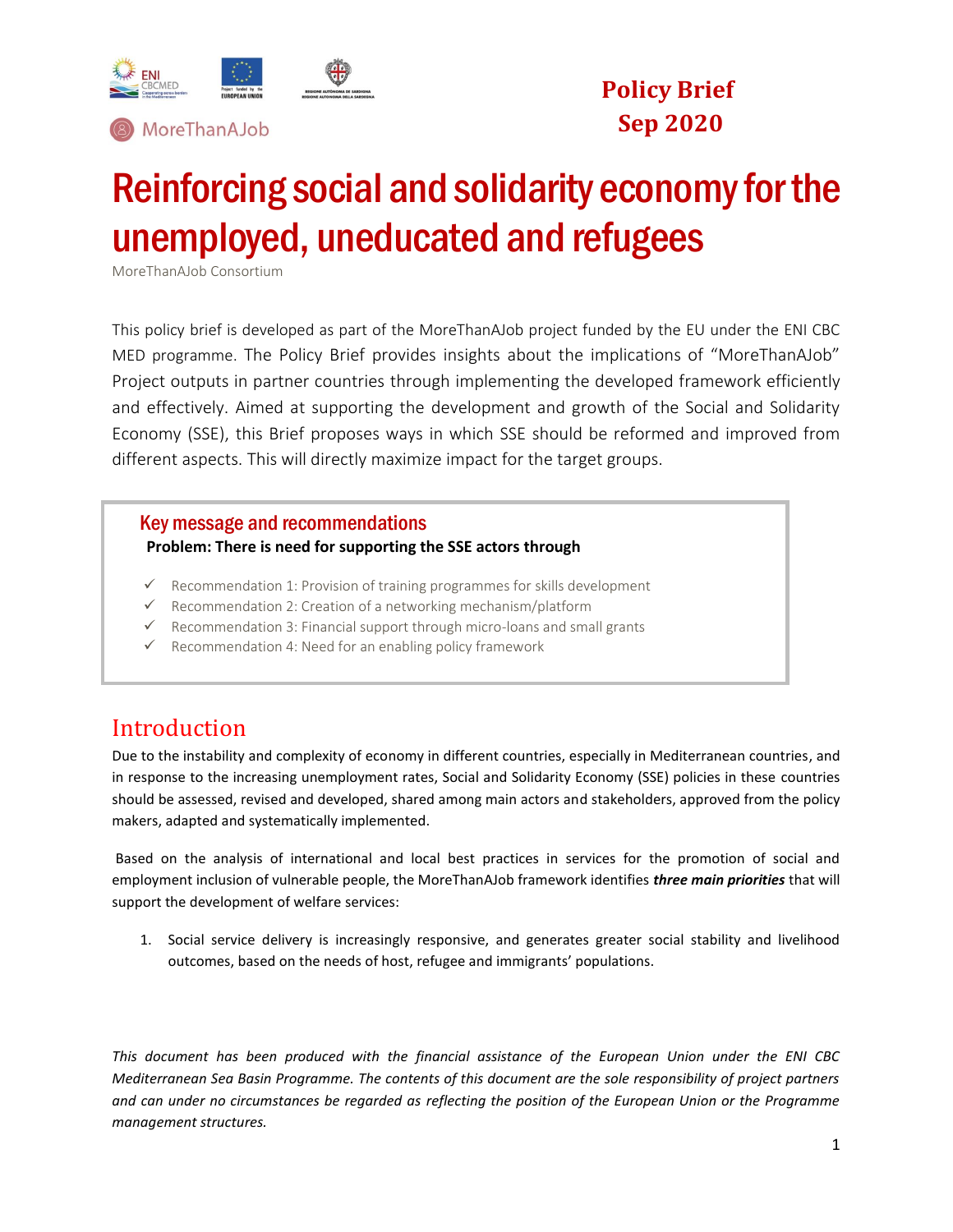MoreThanAJob

**Policy Brief**
**Sep 2020**

# Reinforcing social and solidarity economy for the unemployed, uneducated and refugees

MoreThanAJob Consortium

This policy brief is developed as part of the MoreThanAJob project funded by the EU under the ENI CBC MED programme. The Policy Brief provides insights about the implications of "MoreThanAJob" Project outputs in partner countries through implementing the developed framework efficiently and effectively. Aimed at supporting the development and growth of the Social and Solidarity Economy (SSE), this Brief proposes ways in which SSE should be reformed and improved from different aspects. This will directly maximize impact for the target groups.

## Key message and recommendations

**Problem: There is need for supporting the SSE actors through**

- ✓ Recommendation 1: Provision of training programmes for skills development
- ✓ Recommendation 2: Creation of a networking mechanism/platform
- ✓ Recommendation 3: Financial support through micro-loans and small grants
- ✓ Recommendation 4: Need for an enabling policy framework

## Introduction

Due to the instability and complexity of economy in different countries, especially in Mediterranean countries, and in response to the increasing unemployment rates, Social and Solidarity Economy (SSE) policies in these countries should be assessed, revised and developed, shared among main actors and stakeholders, approved from the policy makers, adapted and systematically implemented.

Based on the analysis of international and local best practices in services for the promotion of social and employment inclusion of vulnerable people, the MoreThanAJob framework identifies ***three main priorities*** that will support the development of welfare services:

1. Social service delivery is increasingly responsive, and generates greater social stability and livelihood outcomes, based on the needs of host, refugee and immigrants' populations.

*This document has been produced with the financial assistance of the European Union under the ENI CBC Mediterranean Sea Basin Programme. The contents of this document are the sole responsibility of project partners and can under no circumstances be regarded as reflecting the position of the European Union or the Programme management structures.*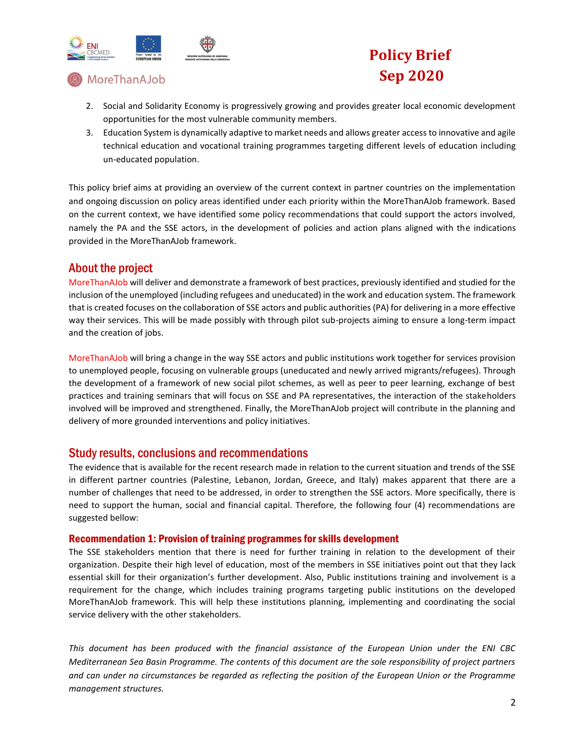2. Social and Solidarity Economy is progressively growing and provides greater local economic development opportunities for the most vulnerable community members.
3. Education System is dynamically adaptive to market needs and allows greater access to innovative and agile technical education and vocational training programmes targeting different levels of education including un-educated population.

This policy brief aims at providing an overview of the current context in partner countries on the implementation and ongoing discussion on policy areas identified under each priority within the MoreThanAJob framework. Based on the current context, we have identified some policy recommendations that could support the actors involved, namely the PA and the SSE actors, in the development of policies and action plans aligned with the indications provided in the MoreThanAJob framework.

## About the project

MoreThanAJob will deliver and demonstrate a framework of best practices, previously identified and studied for the inclusion of the unemployed (including refugees and uneducated) in the work and education system. The framework that is created focuses on the collaboration of SSE actors and public authorities (PA) for delivering in a more effective way their services. This will be made possibly with through pilot sub-projects aiming to ensure a long-term impact and the creation of jobs.

MoreThanAJob will bring a change in the way SSE actors and public institutions work together for services provision to unemployed people, focusing on vulnerable groups (uneducated and newly arrived migrants/refugees). Through the development of a framework of new social pilot schemes, as well as peer to peer learning, exchange of best practices and training seminars that will focus on SSE and PA representatives, the interaction of the stakeholders involved will be improved and strengthened. Finally, the MoreThanAJob project will contribute in the planning and delivery of more grounded interventions and policy initiatives.

## Study results, conclusions and recommendations

The evidence that is available for the recent research made in relation to the current situation and trends of the SSE in different partner countries (Palestine, Lebanon, Jordan, Greece, and Italy) makes apparent that there are a number of challenges that need to be addressed, in order to strengthen the SSE actors. More specifically, there is need to support the human, social and financial capital. Therefore, the following four (4) recommendations are suggested bellow:

### Recommendation 1: Provision of training programmes for skills development

The SSE stakeholders mention that there is need for further training in relation to the development of their organization. Despite their high level of education, most of the members in SSE initiatives point out that they lack essential skill for their organization's further development. Also, Public institutions training and involvement is a requirement for the change, which includes training programs targeting public institutions on the developed MoreThanAJob framework. This will help these institutions planning, implementing and coordinating the social service delivery with the other stakeholders.

*This document has been produced with the financial assistance of the European Union under the ENI CBC Mediterranean Sea Basin Programme. The contents of this document are the sole responsibility of project partners and can under no circumstances be regarded as reflecting the position of the European Union or the Programme management structures.*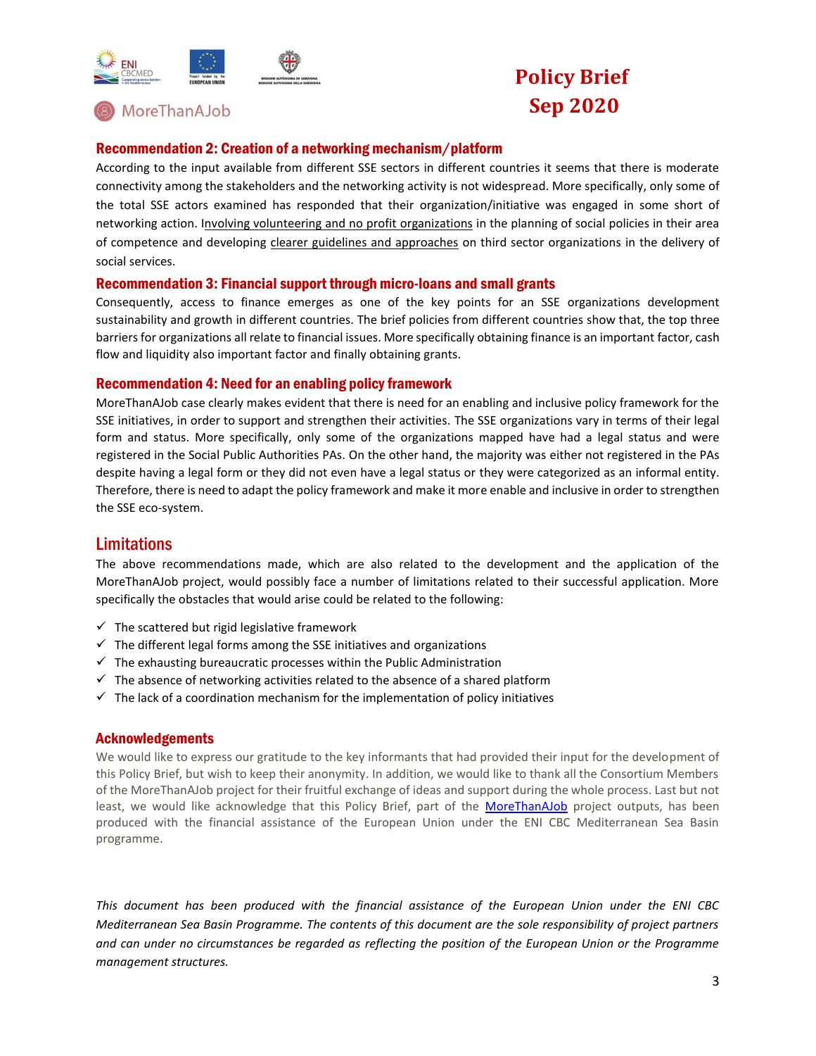## Recommendation 2: Creation of a networking mechanism/platform

According to the input available from different SSE sectors in different countries it seems that there is moderate connectivity among the stakeholders and the networking activity is not widespread. More specifically, only some of the total SSE actors examined has responded that their organization/initiative was engaged in some short of networking action. Involving volunteering and no profit organizations in the planning of social policies in their area of competence and developing clearer guidelines and approaches on third sector organizations in the delivery of social services.

## Recommendation 3: Financial support through micro-loans and small grants

Consequently, access to finance emerges as one of the key points for an SSE organizations development sustainability and growth in different countries. The brief policies from different countries show that, the top three barriers for organizations all relate to financial issues. More specifically obtaining finance is an important factor, cash flow and liquidity also important factor and finally obtaining grants.

## Recommendation 4: Need for an enabling policy framework

MoreThanAJob case clearly makes evident that there is need for an enabling and inclusive policy framework for the SSE initiatives, in order to support and strengthen their activities. The SSE organizations vary in terms of their legal form and status. More specifically, only some of the organizations mapped have had a legal status and were registered in the Social Public Authorities PAs. On the other hand, the majority was either not registered in the PAs despite having a legal form or they did not even have a legal status or they were categorized as an informal entity. Therefore, there is need to adapt the policy framework and make it more enable and inclusive in order to strengthen the SSE eco-system.

## Limitations

The above recommendations made, which are also related to the development and the application of the MoreThanAJob project, would possibly face a number of limitations related to their successful application. More specifically the obstacles that would arise could be related to the following:

- ✓ The scattered but rigid legislative framework
- ✓ The different legal forms among the SSE initiatives and organizations
- ✓ The exhausting bureaucratic processes within the Public Administration
- ✓ The absence of networking activities related to the absence of a shared platform
- ✓ The lack of a coordination mechanism for the implementation of policy initiatives

## Acknowledgements

We would like to express our gratitude to the key informants that had provided their input for the development of this Policy Brief, but wish to keep their anonymity. In addition, we would like to thank all the Consortium Members of the MoreThanAJob project for their fruitful exchange of ideas and support during the whole process. Last but not least, we would like acknowledge that this Policy Brief, part of the MoreThanAJob project outputs, has been produced with the financial assistance of the European Union under the ENI CBC Mediterranean Sea Basin programme.

*This document has been produced with the financial assistance of the European Union under the ENI CBC Mediterranean Sea Basin Programme. The contents of this document are the sole responsibility of project partners and can under no circumstances be regarded as reflecting the position of the European Union or the Programme management structures.*